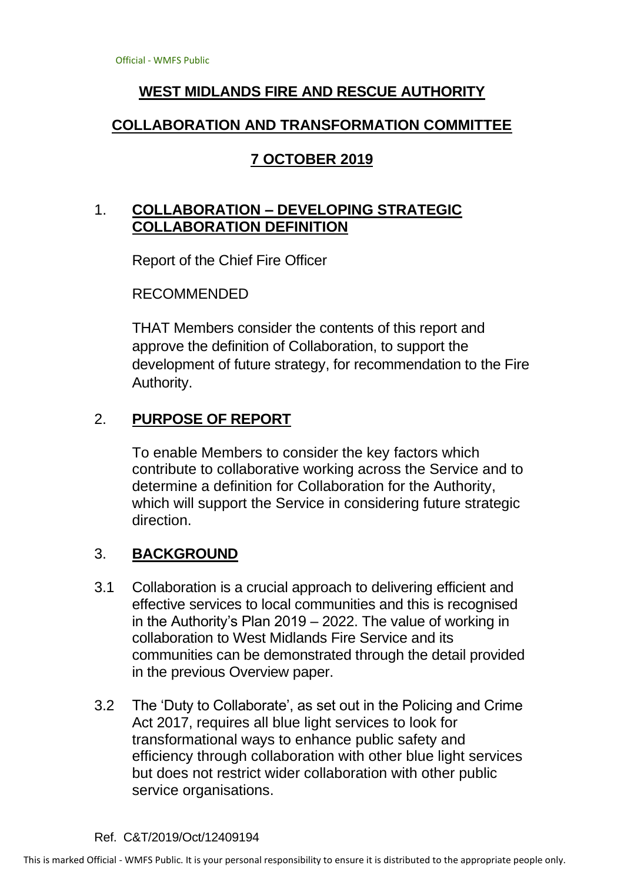# WEST MIDLANDS FIRE AND RESCUE AUTHORITY

## COLLABORATION AND TRANSFORMATION COMMITTEE

## 7 OCTOBER 2019

1. **COLLABORATION – DEVELOPING STRATEGIC COLLABORATION DEFINITION**

   Report of the Chief Fire Officer

   RECOMMENDED

   THAT Members consider the contents of this report and approve the definition of Collaboration, to support the development of future strategy, for recommendation to the Fire Authority.

2. **PURPOSE OF REPORT**

   To enable Members to consider the key factors which contribute to collaborative working across the Service and to determine a definition for Collaboration for the Authority, which will support the Service in considering future strategic direction.

3. **BACKGROUND**

3.1 Collaboration is a crucial approach to delivering efficient and effective services to local communities and this is recognised in the Authority's Plan 2019 – 2022. The value of working in collaboration to West Midlands Fire Service and its communities can be demonstrated through the detail provided in the previous Overview paper.

3.2 The 'Duty to Collaborate', as set out in the Policing and Crime Act 2017, requires all blue light services to look for transformational ways to enhance public safety and efficiency through collaboration with other blue light services but does not restrict wider collaboration with other public service organisations.

Ref. C&T/2019/Oct/12409194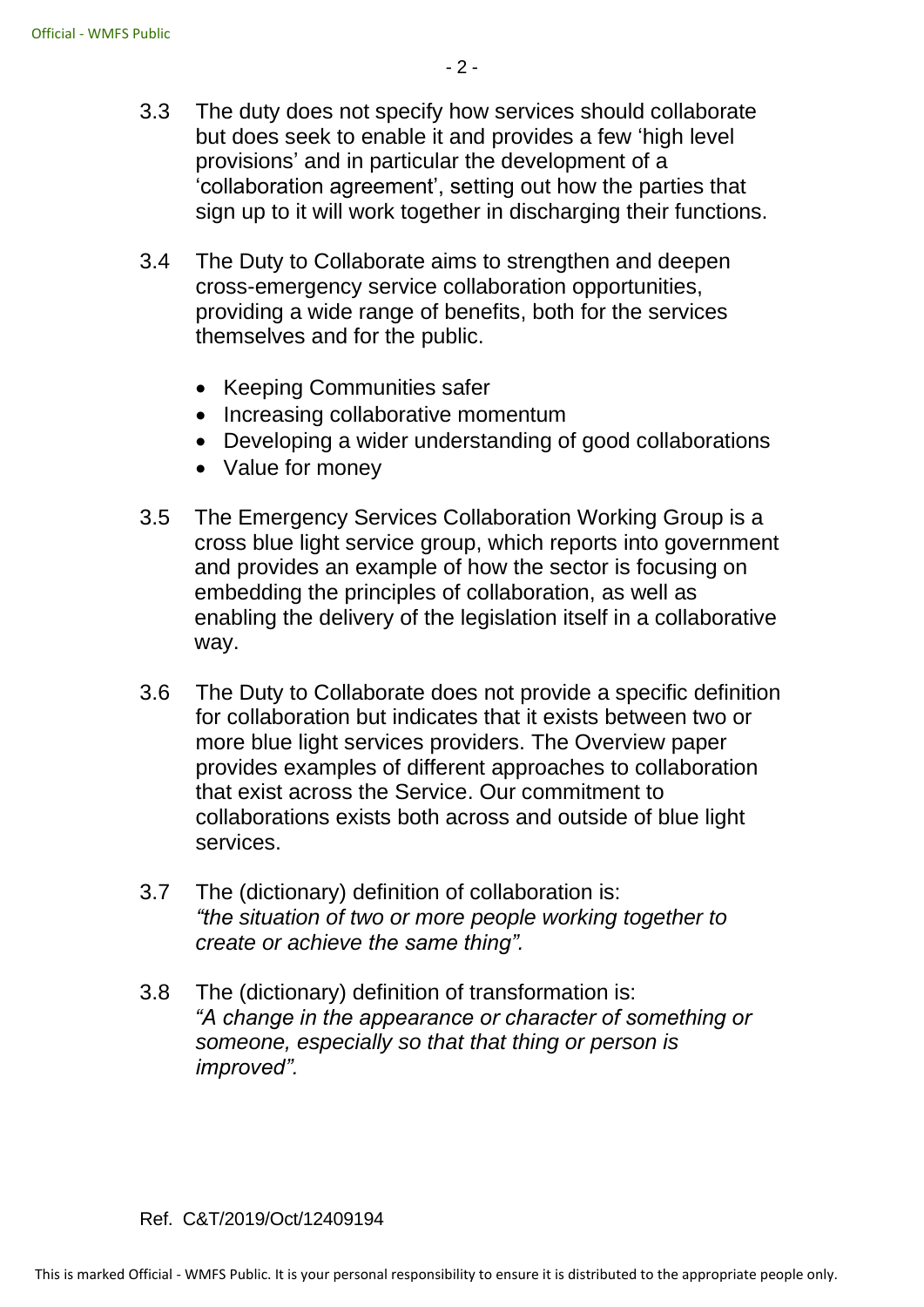3.3 The duty does not specify how services should collaborate but does seek to enable it and provides a few 'high level provisions' and in particular the development of a 'collaboration agreement', setting out how the parties that sign up to it will work together in discharging their functions.

3.4 The Duty to Collaborate aims to strengthen and deepen cross-emergency service collaboration opportunities, providing a wide range of benefits, both for the services themselves and for the public.

- Keeping Communities safer
- Increasing collaborative momentum
- Developing a wider understanding of good collaborations
- Value for money

3.5 The Emergency Services Collaboration Working Group is a cross blue light service group, which reports into government and provides an example of how the sector is focusing on embedding the principles of collaboration, as well as enabling the delivery of the legislation itself in a collaborative way.

3.6 The Duty to Collaborate does not provide a specific definition for collaboration but indicates that it exists between two or more blue light services providers. The Overview paper provides examples of different approaches to collaboration that exist across the Service. Our commitment to collaborations exists both across and outside of blue light services.

3.7 The (dictionary) definition of collaboration is: *"the situation of two or more people working together to create or achieve the same thing".*

3.8 The (dictionary) definition of transformation is: *"A change in the appearance or character of something or someone, especially so that that thing or person is improved".*

Ref. C&T/2019/Oct/12409194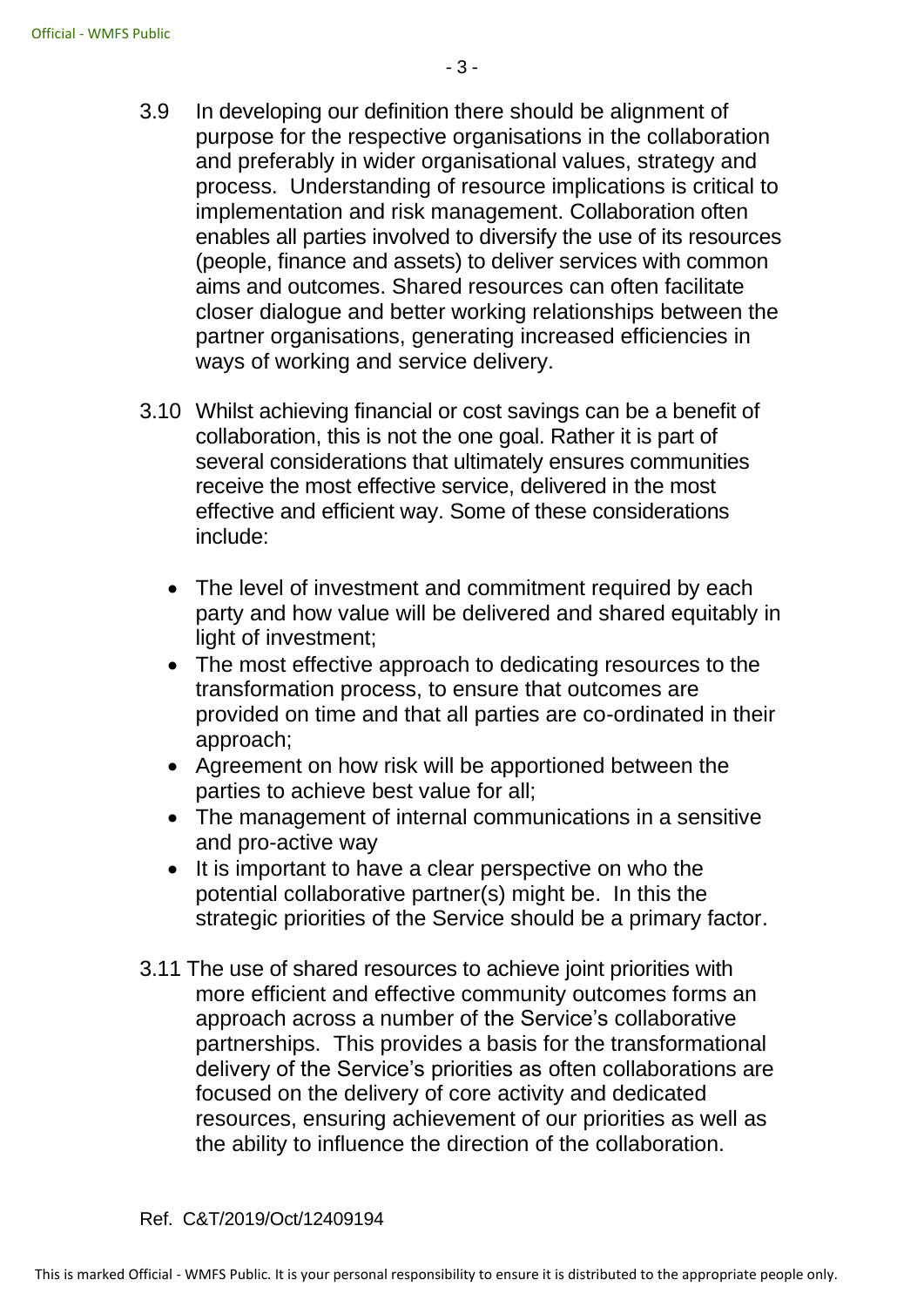3.9 In developing our definition there should be alignment of purpose for the respective organisations in the collaboration and preferably in wider organisational values, strategy and process. Understanding of resource implications is critical to implementation and risk management. Collaboration often enables all parties involved to diversify the use of its resources (people, finance and assets) to deliver services with common aims and outcomes. Shared resources can often facilitate closer dialogue and better working relationships between the partner organisations, generating increased efficiencies in ways of working and service delivery.

3.10 Whilst achieving financial or cost savings can be a benefit of collaboration, this is not the one goal. Rather it is part of several considerations that ultimately ensures communities receive the most effective service, delivered in the most effective and efficient way. Some of these considerations include:

- The level of investment and commitment required by each party and how value will be delivered and shared equitably in light of investment;
- The most effective approach to dedicating resources to the transformation process, to ensure that outcomes are provided on time and that all parties are co-ordinated in their approach;
- Agreement on how risk will be apportioned between the parties to achieve best value for all;
- The management of internal communications in a sensitive and pro-active way
- It is important to have a clear perspective on who the potential collaborative partner(s) might be. In this the strategic priorities of the Service should be a primary factor.

3.11 The use of shared resources to achieve joint priorities with more efficient and effective community outcomes forms an approach across a number of the Service's collaborative partnerships. This provides a basis for the transformational delivery of the Service's priorities as often collaborations are focused on the delivery of core activity and dedicated resources, ensuring achievement of our priorities as well as the ability to influence the direction of the collaboration.

Ref. C&T/2019/Oct/12409194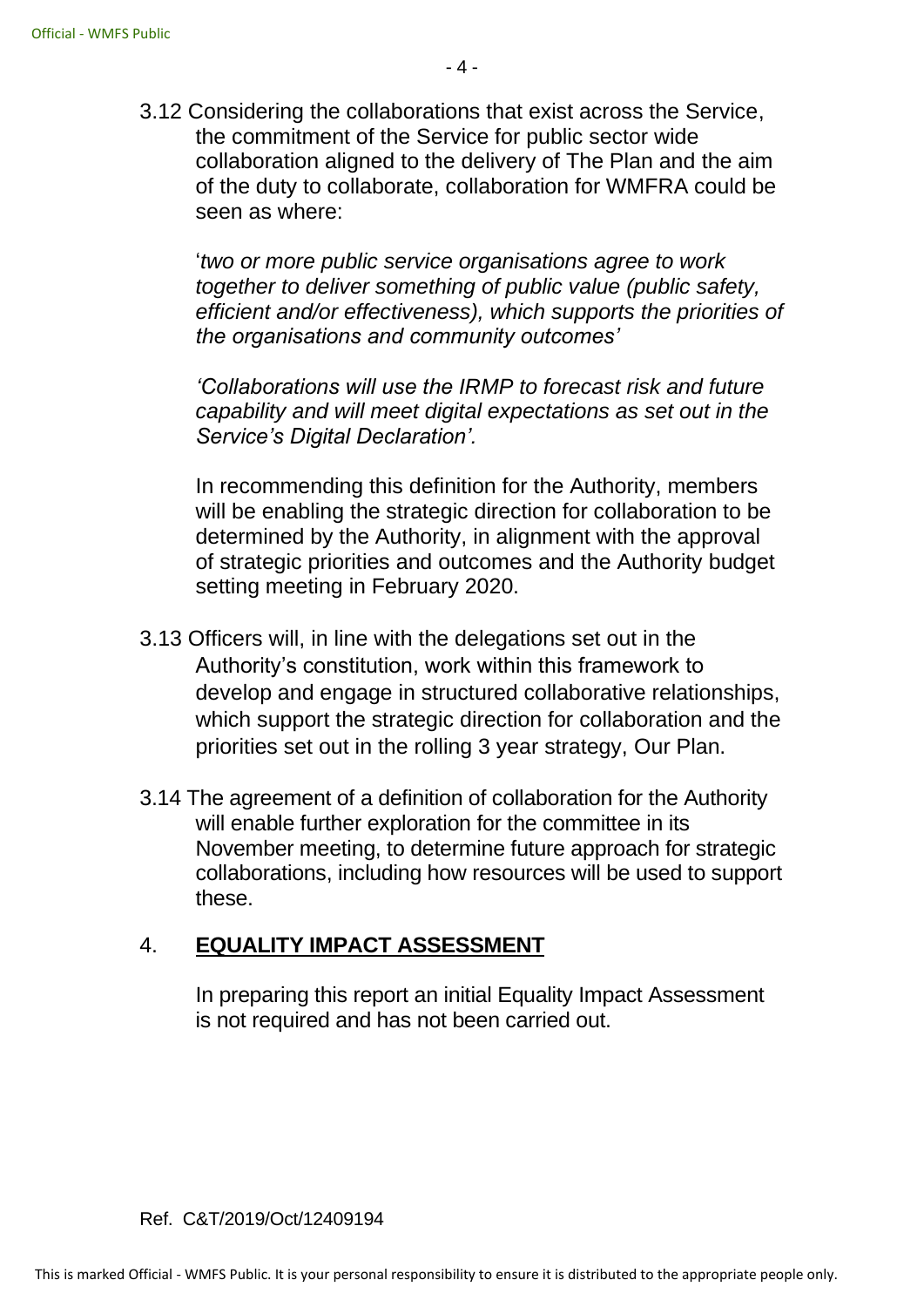3.12 Considering the collaborations that exist across the Service, the commitment of the Service for public sector wide collaboration aligned to the delivery of The Plan and the aim of the duty to collaborate, collaboration for WMFRA could be seen as where:

'*two or more public service organisations agree to work together to deliver something of public value (public safety, efficient and/or effectiveness), which supports the priorities of the organisations and community outcomes'*

*'Collaborations will use the IRMP to forecast risk and future capability and will meet digital expectations as set out in the Service's Digital Declaration'.*

In recommending this definition for the Authority, members will be enabling the strategic direction for collaboration to be determined by the Authority, in alignment with the approval of strategic priorities and outcomes and the Authority budget setting meeting in February 2020.

3.13 Officers will, in line with the delegations set out in the Authority's constitution, work within this framework to develop and engage in structured collaborative relationships, which support the strategic direction for collaboration and the priorities set out in the rolling 3 year strategy, Our Plan.

3.14 The agreement of a definition of collaboration for the Authority will enable further exploration for the committee in its November meeting, to determine future approach for strategic collaborations, including how resources will be used to support these.

## 4. EQUALITY IMPACT ASSESSMENT

In preparing this report an initial Equality Impact Assessment is not required and has not been carried out.

Ref. C&T/2019/Oct/12409194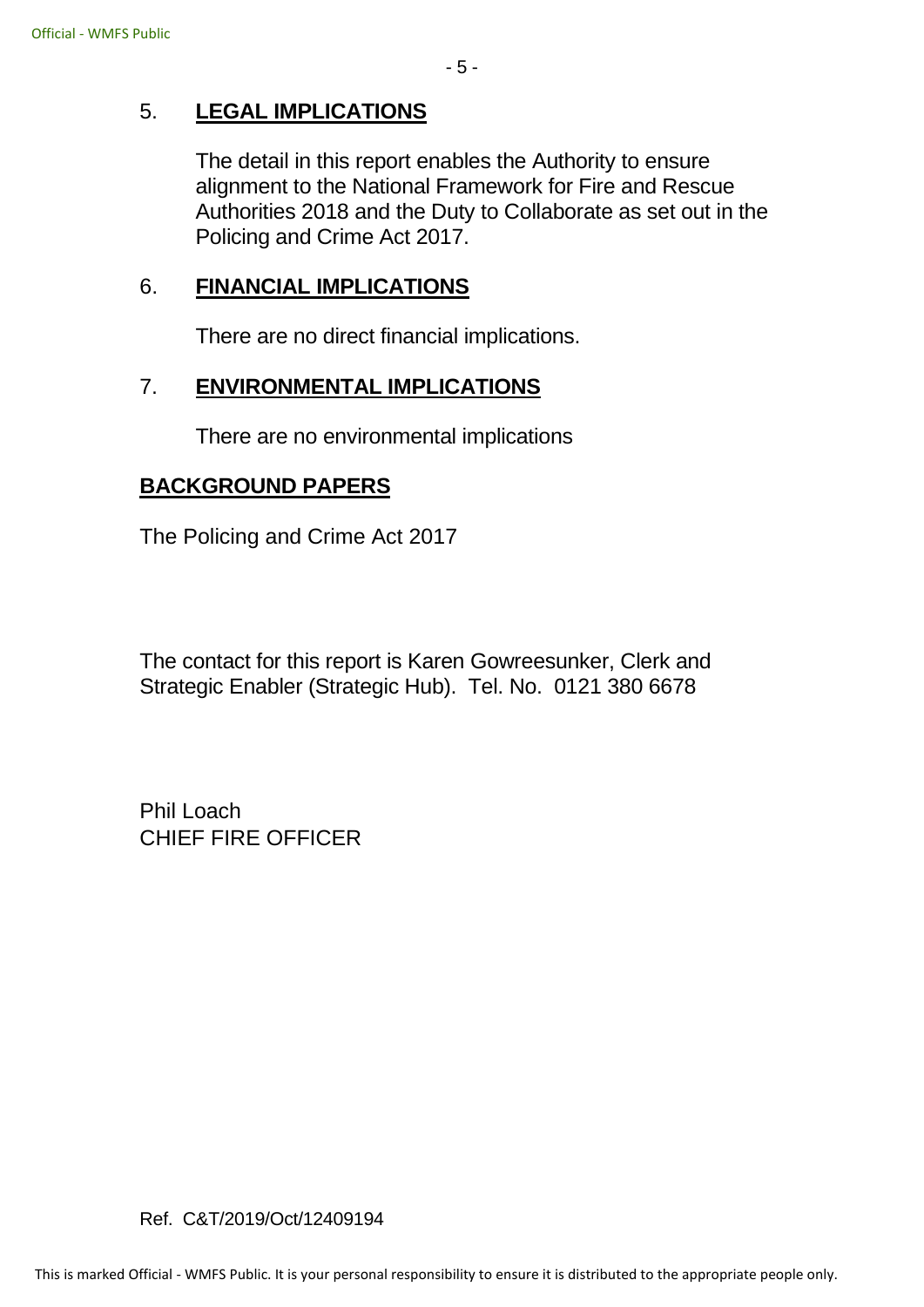## 5. **LEGAL IMPLICATIONS**

The detail in this report enables the Authority to ensure alignment to the National Framework for Fire and Rescue Authorities 2018 and the Duty to Collaborate as set out in the Policing and Crime Act 2017.

## 6. **FINANCIAL IMPLICATIONS**

There are no direct financial implications.

## 7. **ENVIRONMENTAL IMPLICATIONS**

There are no environmental implications

## **BACKGROUND PAPERS**

The Policing and Crime Act 2017

The contact for this report is Karen Gowreesunker, Clerk and Strategic Enabler (Strategic Hub). Tel. No. 0121 380 6678

Phil Loach
CHIEF FIRE OFFICER

Ref. C&T/2019/Oct/12409194